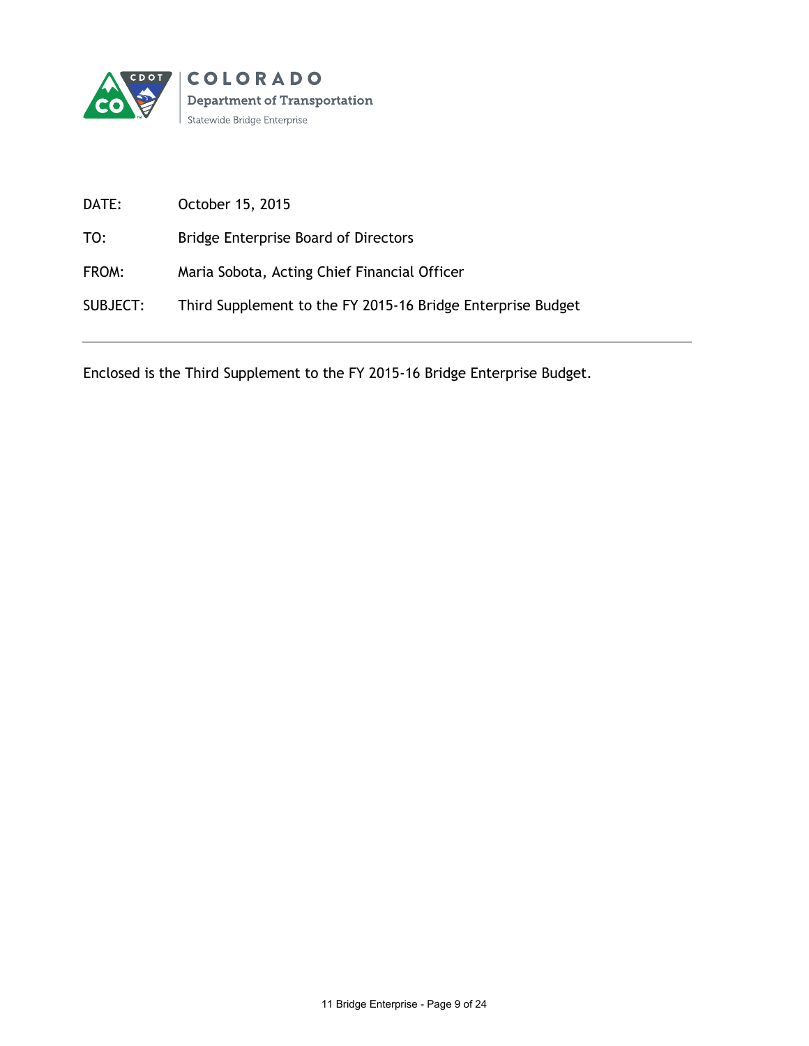COLORADO
Department of Transportation
Statewide Bridge Enterprise

DATE: October 15, 2015

TO: Bridge Enterprise Board of Directors

FROM: Maria Sobota, Acting Chief Financial Officer

SUBJECT: Third Supplement to the FY 2015-16 Bridge Enterprise Budget

---

Enclosed is the Third Supplement to the FY 2015-16 Bridge Enterprise Budget.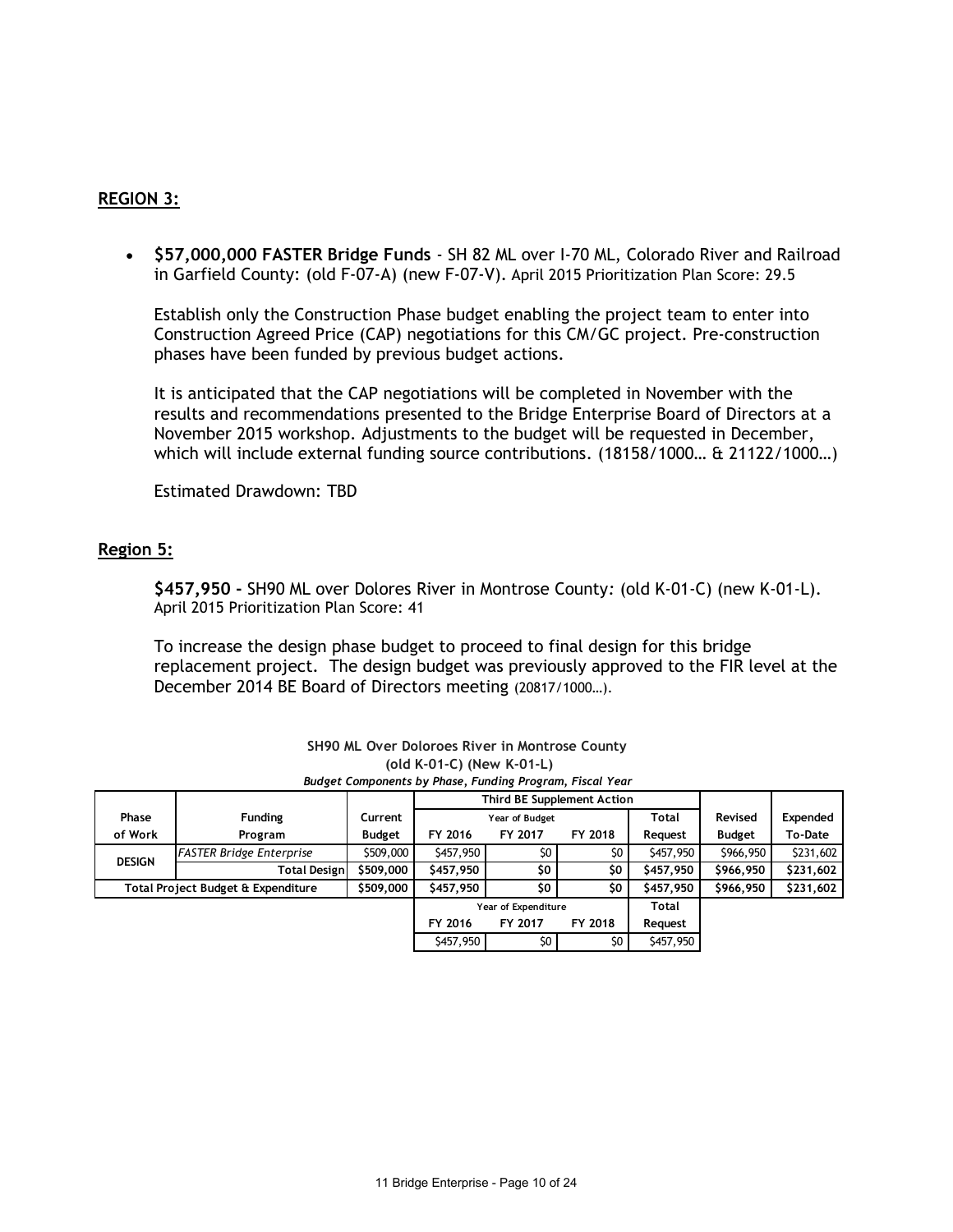## REGION 3:

- **$57,000,000 FASTER Bridge Funds** - SH 82 ML over I-70 ML, Colorado River and Railroad in Garfield County: (old F-07-A) (new F-07-V). April 2015 Prioritization Plan Score: 29.5

  Establish only the Construction Phase budget enabling the project team to enter into Construction Agreed Price (CAP) negotiations for this CM/GC project. Pre-construction phases have been funded by previous budget actions.

  It is anticipated that the CAP negotiations will be completed in November with the results and recommendations presented to the Bridge Enterprise Board of Directors at a November 2015 workshop. Adjustments to the budget will be requested in December, which will include external funding source contributions. (18158/1000… & 21122/1000…)

  Estimated Drawdown: TBD

## Region 5:

**$457,950 -** SH90 ML over Dolores River in Montrose County: (old K-01-C) (new K-01-L). April 2015 Prioritization Plan Score: 41

To increase the design phase budget to proceed to final design for this bridge replacement project. The design budget was previously approved to the FIR level at the December 2014 BE Board of Directors meeting (20817/1000…).

**SH90 ML Over Doloroes River in Montrose County**
**(old K-01-C) (New K-01-L)**
***Budget Components by Phase, Funding Program, Fiscal Year***

| Phase of Work | Funding Program | Current Budget | Third BE Supplement Action | | | | Revised Budget | Expended To-Date |
|---|---|---|---|---|---|---|---|---|
| | | | Year of Budget | | | Total | | |
| | | | FY 2016 | FY 2017 | FY 2018 | Request | | |
| DESIGN | *FASTER Bridge Enterprise* | $509,000 | $457,950 | $0 | $0 | $457,950 | $966,950 | $231,602 |
| | **Total Design** | **$509,000** | **$457,950** | **$0** | **$0** | **$457,950** | **$966,950** | **$231,602** |
| **Total Project Budget & Expenditure** | | **$509,000** | **$457,950** | **$0** | **$0** | **$457,950** | **$966,950** | **$231,602** |
| | | | Year of Expenditure | | | Total | | |
| | | | FY 2016 | FY 2017 | FY 2018 | Request | | |
| | | | $457,950 | $0 | $0 | $457,950 | | |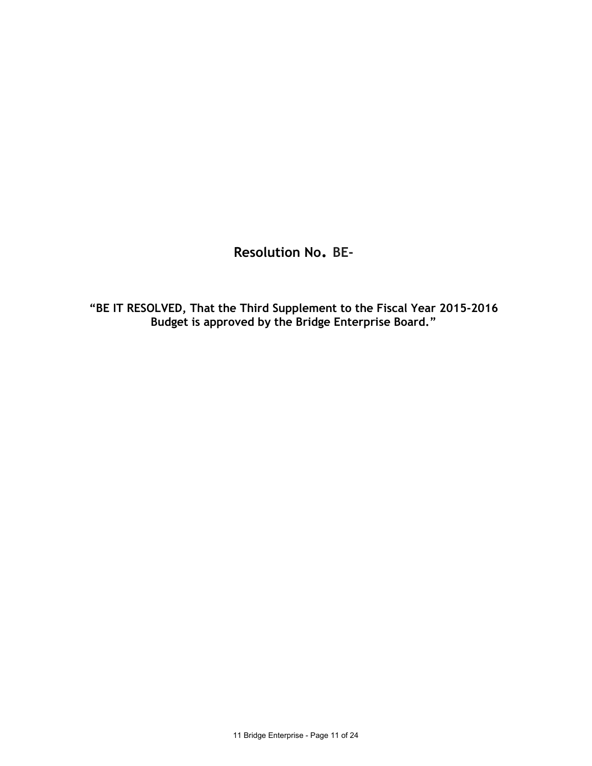## Resolution No. BE-

**"BE IT RESOLVED, That the Third Supplement to the Fiscal Year 2015-2016 Budget is approved by the Bridge Enterprise Board."**